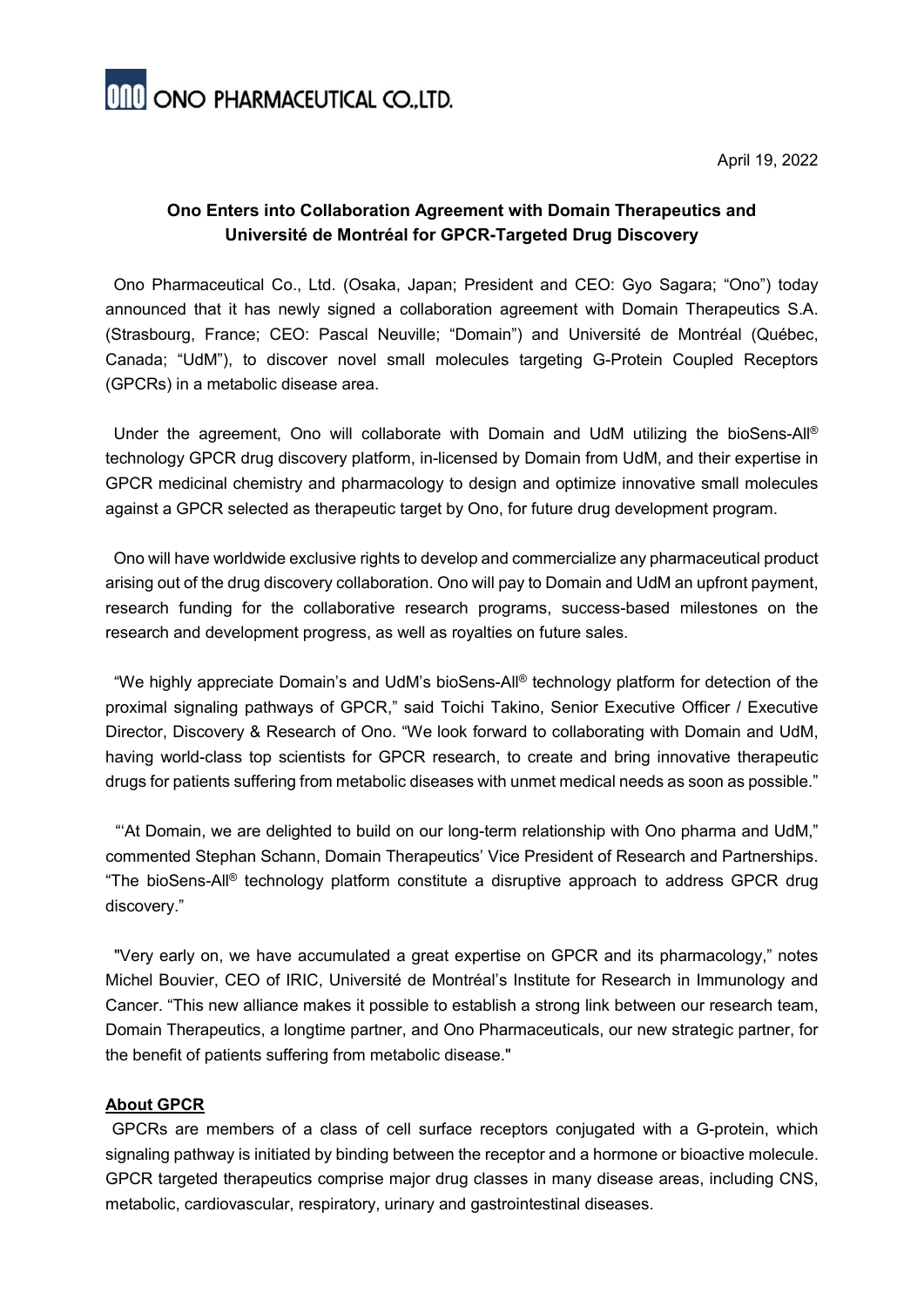ONO PHARMACEUTICAL CO.,LTD.

April 19, 2022

## Ono Enters into Collaboration Agreement with Domain Therapeutics and Université de Montréal for GPCR-Targeted Drug Discovery

Ono Pharmaceutical Co., Ltd. (Osaka, Japan; President and CEO: Gyo Sagara; "Ono") today announced that it has newly signed a collaboration agreement with Domain Therapeutics S.A. (Strasbourg, France; CEO: Pascal Neuville; "Domain") and Université de Montréal (Québec, Canada; "UdM"), to discover novel small molecules targeting G-Protein Coupled Receptors (GPCRs) in a metabolic disease area.

Under the agreement, Ono will collaborate with Domain and UdM utilizing the bioSens-All® technology GPCR drug discovery platform, in-licensed by Domain from UdM, and their expertise in GPCR medicinal chemistry and pharmacology to design and optimize innovative small molecules against a GPCR selected as therapeutic target by Ono, for future drug development program.

Ono will have worldwide exclusive rights to develop and commercialize any pharmaceutical product arising out of the drug discovery collaboration. Ono will pay to Domain and UdM an upfront payment, research funding for the collaborative research programs, success-based milestones on the research and development progress, as well as royalties on future sales.

"We highly appreciate Domain's and UdM's bioSens-All® technology platform for detection of the proximal signaling pathways of GPCR," said Toichi Takino, Senior Executive Officer / Executive Director, Discovery & Research of Ono. "We look forward to collaborating with Domain and UdM, having world-class top scientists for GPCR research, to create and bring innovative therapeutic drugs for patients suffering from metabolic diseases with unmet medical needs as soon as possible."

"'At Domain, we are delighted to build on our long-term relationship with Ono pharma and UdM," commented Stephan Schann, Domain Therapeutics' Vice President of Research and Partnerships. "The bioSens-All® technology platform constitute a disruptive approach to address GPCR drug discovery."

"Very early on, we have accumulated a great expertise on GPCR and its pharmacology," notes Michel Bouvier, CEO of IRIC, Université de Montréal's Institute for Research in Immunology and Cancer. "This new alliance makes it possible to establish a strong link between our research team, Domain Therapeutics, a longtime partner, and Ono Pharmaceuticals, our new strategic partner, for the benefit of patients suffering from metabolic disease."

### About GPCR

GPCRs are members of a class of cell surface receptors conjugated with a G-protein, which signaling pathway is initiated by binding between the receptor and a hormone or bioactive molecule. GPCR targeted therapeutics comprise major drug classes in many disease areas, including CNS, metabolic, cardiovascular, respiratory, urinary and gastrointestinal diseases.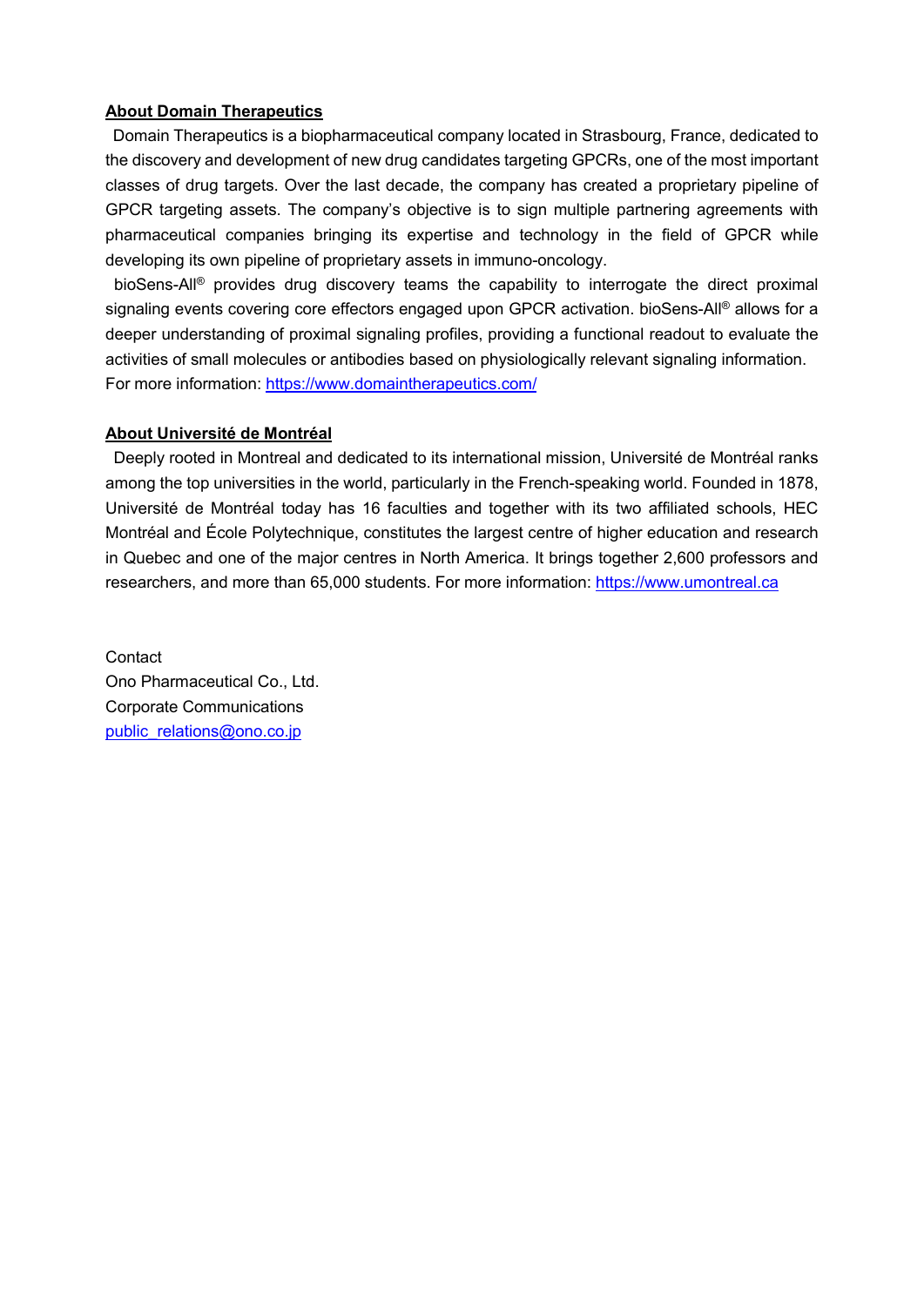**About Domain Therapeutics**

Domain Therapeutics is a biopharmaceutical company located in Strasbourg, France, dedicated to the discovery and development of new drug candidates targeting GPCRs, one of the most important classes of drug targets. Over the last decade, the company has created a proprietary pipeline of GPCR targeting assets. The company's objective is to sign multiple partnering agreements with pharmaceutical companies bringing its expertise and technology in the field of GPCR while developing its own pipeline of proprietary assets in immuno-oncology.

bioSens-All® provides drug discovery teams the capability to interrogate the direct proximal signaling events covering core effectors engaged upon GPCR activation. bioSens-All® allows for a deeper understanding of proximal signaling profiles, providing a functional readout to evaluate the activities of small molecules or antibodies based on physiologically relevant signaling information.
For more information: https://www.domaintherapeutics.com/

**About Université de Montréal**

Deeply rooted in Montreal and dedicated to its international mission, Université de Montréal ranks among the top universities in the world, particularly in the French-speaking world. Founded in 1878, Université de Montréal today has 16 faculties and together with its two affiliated schools, HEC Montréal and École Polytechnique, constitutes the largest centre of higher education and research in Quebec and one of the major centres in North America. It brings together 2,600 professors and researchers, and more than 65,000 students. For more information: https://www.umontreal.ca

Contact
Ono Pharmaceutical Co., Ltd.
Corporate Communications
public_relations@ono.co.jp